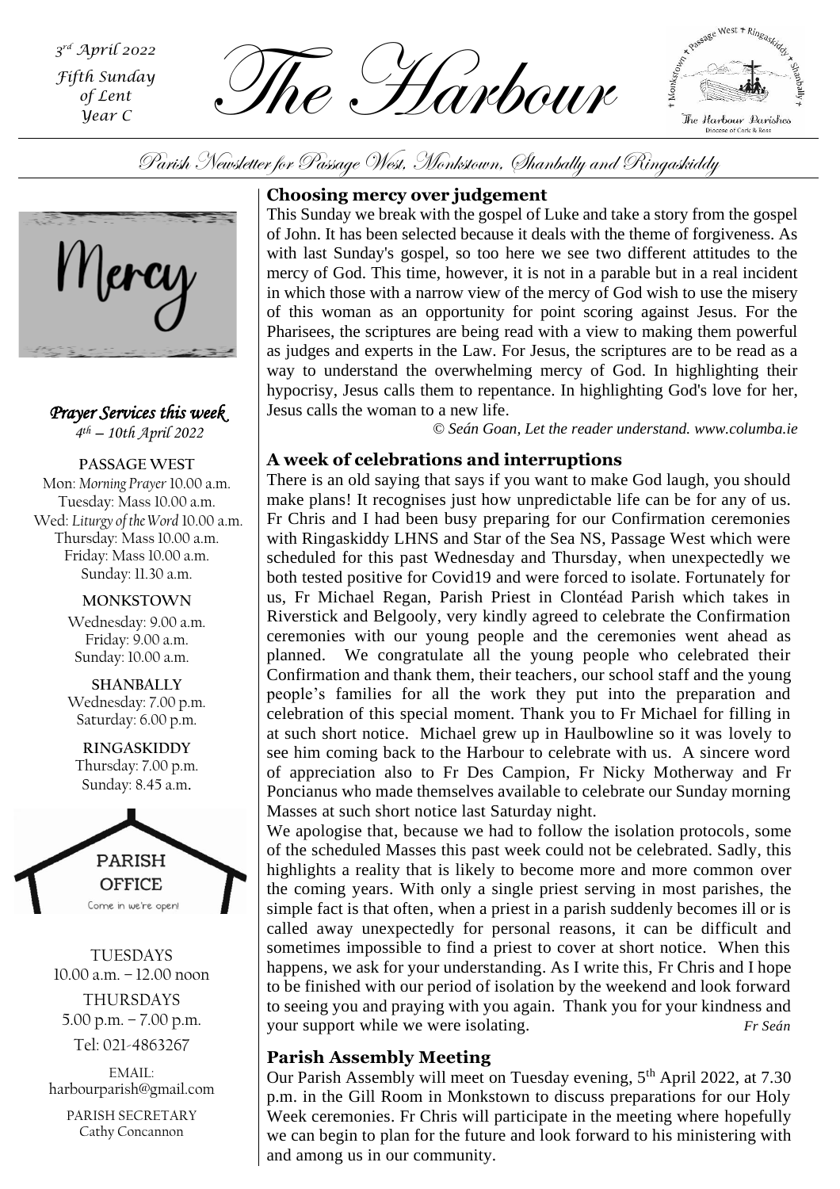*3rd April 2022*
*Fifth Sunday of Lent*
*Year C*

# The Harbour

Parish Newsletter for Passage West, Monkstown, Shanbally and Ringaskiddy

Mercy

***Prayer Services this week***
*4th – 10th April 2022*

**PASSAGE WEST**
Mon: *Morning Prayer* 10.00 a.m.
Tuesday: Mass 10.00 a.m.
Wed: *Liturgy of the Word* 10.00 a.m.
Thursday: Mass 10.00 a.m.
Friday: Mass 10.00 a.m.
Sunday: 11.30 a.m.

**MONKSTOWN**
Wednesday: 9.00 a.m.
Friday: 9.00 a.m.
Sunday: 10.00 a.m.

**SHANBALLY**
Wednesday: 7.00 p.m.
Saturday: 6.00 p.m.

**RINGASKIDDY**
Thursday: 7.00 p.m.
Sunday: 8.45 a.m.

**PARISH OFFICE**
Come in we're open!

TUESDAYS
10.00 a.m. – 12.00 noon

THURSDAYS
5.00 p.m. – 7.00 p.m.

Tel: 021-4863267

EMAIL:
harbourparish@gmail.com

PARISH SECRETARY
Cathy Concannon

## Choosing mercy over judgement

This Sunday we break with the gospel of Luke and take a story from the gospel of John. It has been selected because it deals with the theme of forgiveness. As with last Sunday's gospel, so too here we see two different attitudes to the mercy of God. This time, however, it is not in a parable but in a real incident in which those with a narrow view of the mercy of God wish to use the misery of this woman as an opportunity for point scoring against Jesus. For the Pharisees, the scriptures are being read with a view to making them powerful as judges and experts in the Law. For Jesus, the scriptures are to be read as a way to understand the overwhelming mercy of God. In highlighting their hypocrisy, Jesus calls them to repentance. In highlighting God's love for her, Jesus calls the woman to a new life.

*© Seán Goan, Let the reader understand. www.columba.ie*

## A week of celebrations and interruptions

There is an old saying that says if you want to make God laugh, you should make plans! It recognises just how unpredictable life can be for any of us. Fr Chris and I had been busy preparing for our Confirmation ceremonies with Ringaskiddy LHNS and Star of the Sea NS, Passage West which were scheduled for this past Wednesday and Thursday, when unexpectedly we both tested positive for Covid19 and were forced to isolate. Fortunately for us, Fr Michael Regan, Parish Priest in Clontéad Parish which takes in Riverstick and Belgooly, very kindly agreed to celebrate the Confirmation ceremonies with our young people and the ceremonies went ahead as planned. We congratulate all the young people who celebrated their Confirmation and thank them, their teachers, our school staff and the young people's families for all the work they put into the preparation and celebration of this special moment. Thank you to Fr Michael for filling in at such short notice. Michael grew up in Haulbowline so it was lovely to see him coming back to the Harbour to celebrate with us. A sincere word of appreciation also to Fr Des Campion, Fr Nicky Motherway and Fr Poncianus who made themselves available to celebrate our Sunday morning Masses at such short notice last Saturday night.

We apologise that, because we had to follow the isolation protocols, some of the scheduled Masses this past week could not be celebrated. Sadly, this highlights a reality that is likely to become more and more common over the coming years. With only a single priest serving in most parishes, the simple fact is that often, when a priest in a parish suddenly becomes ill or is called away unexpectedly for personal reasons, it can be difficult and sometimes impossible to find a priest to cover at short notice. When this happens, we ask for your understanding. As I write this, Fr Chris and I hope to be finished with our period of isolation by the weekend and look forward to seeing you and praying with you again. Thank you for your kindness and your support while we were isolating. *Fr Seán*

## Parish Assembly Meeting

Our Parish Assembly will meet on Tuesday evening, 5th April 2022, at 7.30 p.m. in the Gill Room in Monkstown to discuss preparations for our Holy Week ceremonies. Fr Chris will participate in the meeting where hopefully we can begin to plan for the future and look forward to his ministering with and among us in our community.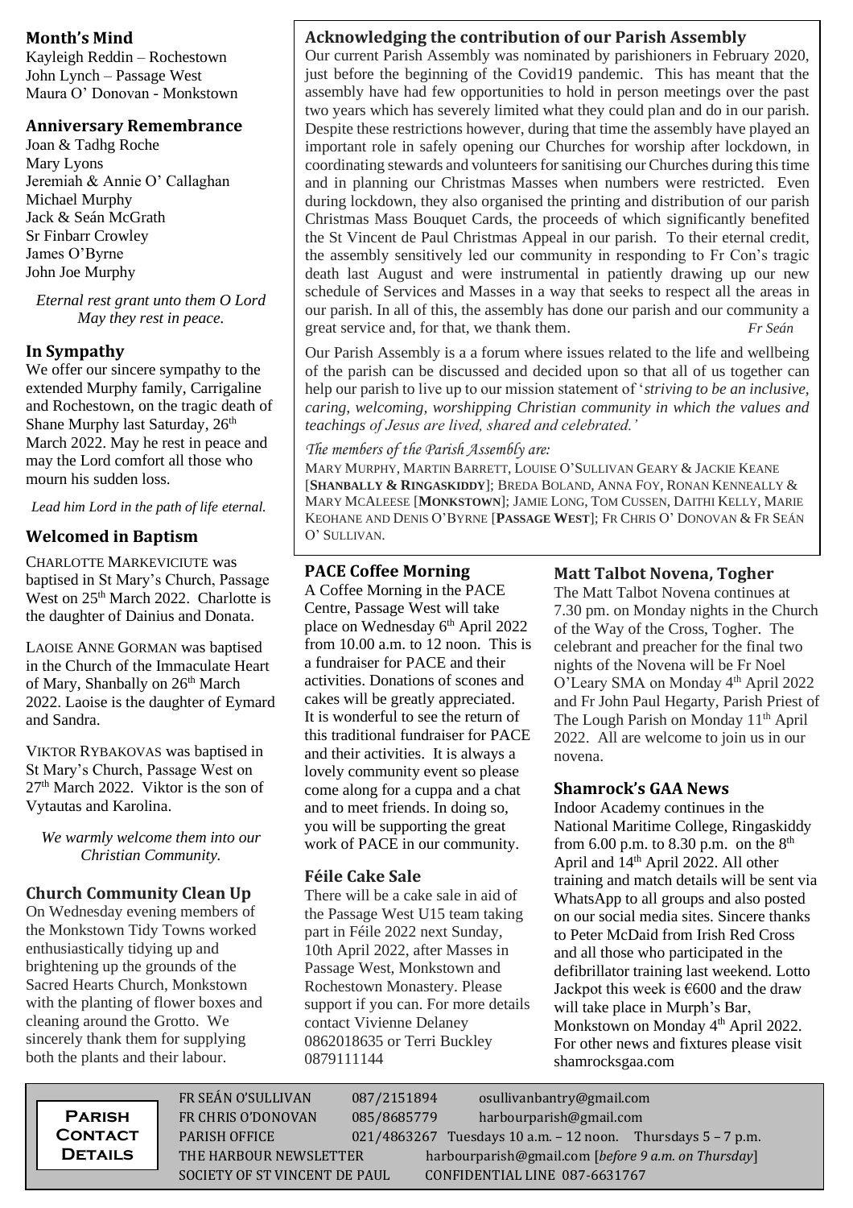## Month's Mind

Kayleigh Reddin – Rochestown
John Lynch – Passage West
Maura O' Donovan - Monkstown

## Anniversary Remembrance

Joan & Tadhg Roche
Mary Lyons
Jeremiah & Annie O' Callaghan
Michael Murphy
Jack & Seán McGrath
Sr Finbarr Crowley
James O'Byrne
John Joe Murphy

*Eternal rest grant unto them O Lord May they rest in peace.*

## In Sympathy

We offer our sincere sympathy to the extended Murphy family, Carrigaline and Rochestown, on the tragic death of Shane Murphy last Saturday, 26th March 2022. May he rest in peace and may the Lord comfort all those who mourn his sudden loss.

*Lead him Lord in the path of life eternal.*

## Welcomed in Baptism

CHARLOTTE MARKEVICIUTE was baptised in St Mary's Church, Passage West on 25th March 2022. Charlotte is the daughter of Dainius and Donata.

LAOISE ANNE GORMAN was baptised in the Church of the Immaculate Heart of Mary, Shanbally on 26th March 2022. Laoise is the daughter of Eymard and Sandra.

VIKTOR RYBAKOVAS was baptised in St Mary's Church, Passage West on 27th March 2022. Viktor is the son of Vytautas and Karolina.

*We warmly welcome them into our Christian Community.*

## Church Community Clean Up

On Wednesday evening members of the Monkstown Tidy Towns worked enthusiastically tidying up and brightening up the grounds of the Sacred Hearts Church, Monkstown with the planting of flower boxes and cleaning around the Grotto. We sincerely thank them for supplying both the plants and their labour.

## Acknowledging the contribution of our Parish Assembly

Our current Parish Assembly was nominated by parishioners in February 2020, just before the beginning of the Covid19 pandemic. This has meant that the assembly have had few opportunities to hold in person meetings over the past two years which has severely limited what they could plan and do in our parish. Despite these restrictions however, during that time the assembly have played an important role in safely opening our Churches for worship after lockdown, in coordinating stewards and volunteers for sanitising our Churches during this time and in planning our Christmas Masses when numbers were restricted. Even during lockdown, they also organised the printing and distribution of our parish Christmas Mass Bouquet Cards, the proceeds of which significantly benefited the St Vincent de Paul Christmas Appeal in our parish. To their eternal credit, the assembly sensitively led our community in responding to Fr Con's tragic death last August and were instrumental in patiently drawing up our new schedule of Services and Masses in a way that seeks to respect all the areas in our parish. In all of this, the assembly has done our parish and our community a great service and, for that, we thank them. *Fr Seán*

Our Parish Assembly is a a forum where issues related to the life and wellbeing of the parish can be discussed and decided upon so that all of us together can help our parish to live up to our mission statement of '*striving to be an inclusive, caring, welcoming, worshipping Christian community in which the values and teachings of Jesus are lived, shared and celebrated.'*

*The members of the Parish Assembly are:*

MARY MURPHY, MARTIN BARRETT, LOUISE O'SULLIVAN GEARY & JACKIE KEANE [**SHANBALLY & RINGASKIDDY**]; BREDA BOLAND, ANNA FOY, RONAN KENNEALLY & MARY MCALEESE [**MONKSTOWN**]; JAMIE LONG, TOM CUSSEN, DAITHI KELLY, MARIE KEOHANE AND DENIS O'BYRNE [**PASSAGE WEST**]; FR CHRIS O' DONOVAN & FR SEÁN O' SULLIVAN.

## PACE Coffee Morning

A Coffee Morning in the PACE Centre, Passage West will take place on Wednesday 6th April 2022 from 10.00 a.m. to 12 noon. This is a fundraiser for PACE and their activities. Donations of scones and cakes will be greatly appreciated. It is wonderful to see the return of this traditional fundraiser for PACE and their activities. It is always a lovely community event so please come along for a cuppa and a chat and to meet friends. In doing so, you will be supporting the great work of PACE in our community.

## Féile Cake Sale

There will be a cake sale in aid of the Passage West U15 team taking part in Féile 2022 next Sunday, 10th April 2022, after Masses in Passage West, Monkstown and Rochestown Monastery. Please support if you can. For more details contact Vivienne Delaney 0862018635 or Terri Buckley 0879111144

## Matt Talbot Novena, Togher

The Matt Talbot Novena continues at 7.30 pm. on Monday nights in the Church of the Way of the Cross, Togher. The celebrant and preacher for the final two nights of the Novena will be Fr Noel O'Leary SMA on Monday 4th April 2022 and Fr John Paul Hegarty, Parish Priest of The Lough Parish on Monday 11th April 2022. All are welcome to join us in our novena.

## Shamrock's GAA News

Indoor Academy continues in the National Maritime College, Ringaskiddy from 6.00 p.m. to 8.30 p.m. on the 8th April and 14th April 2022. All other training and match details will be sent via WhatsApp to all groups and also posted on our social media sites. Sincere thanks to Peter McDaid from Irish Red Cross and all those who participated in the defibrillator training last weekend. Lotto Jackpot this week is €600 and the draw will take place in Murph's Bar, Monkstown on Monday 4th April 2022. For other news and fixtures please visit shamrocksgaa.com

## Parish Contact Details

| | | |
|---|---|---|
| FR SEÁN O'SULLIVAN | 087/2151894 | osullivanbantry@gmail.com |
| FR CHRIS O'DONOVAN | 085/8685779 | harbourparish@gmail.com |
| PARISH OFFICE | 021/4863267 | Tuesdays 10 a.m. – 12 noon. Thursdays 5 – 7 p.m. |
| THE HARBOUR NEWSLETTER | | harbourparish@gmail.com [*before 9 a.m. on Thursday*] |
| SOCIETY OF ST VINCENT DE PAUL | | CONFIDENTIAL LINE 087-6631767 |